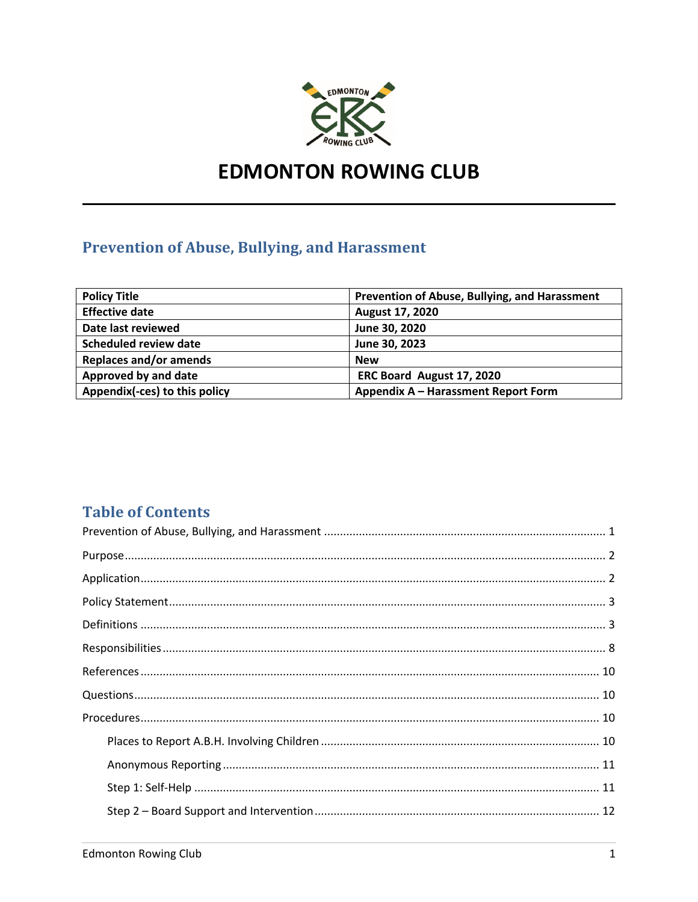# EDMONTON ROWING CLUB

## Prevention of Abuse, Bullying, and Harassment

| Policy Title | Prevention of Abuse, Bullying, and Harassment |
|---|---|
| Effective date | August 17, 2020 |
| Date last reviewed | June 30, 2020 |
| Scheduled review date | June 30, 2023 |
| Replaces and/or amends | New |
| Approved by and date | ERC Board August 17, 2020 |
| Appendix(-ces) to this policy | Appendix A – Harassment Report Form |

## Table of Contents

Prevention of Abuse, Bullying, and Harassment ........ 1

Purpose ........ 2

Application ........ 2

Policy Statement ........ 3

Definitions ........ 3

Responsibilities ........ 8

References ........ 10

Questions ........ 10

Procedures ........ 10

- Places to Report A.B.H. Involving Children ........ 10
- Anonymous Reporting ........ 11
- Step 1: Self-Help ........ 11
- Step 2 – Board Support and Intervention ........ 12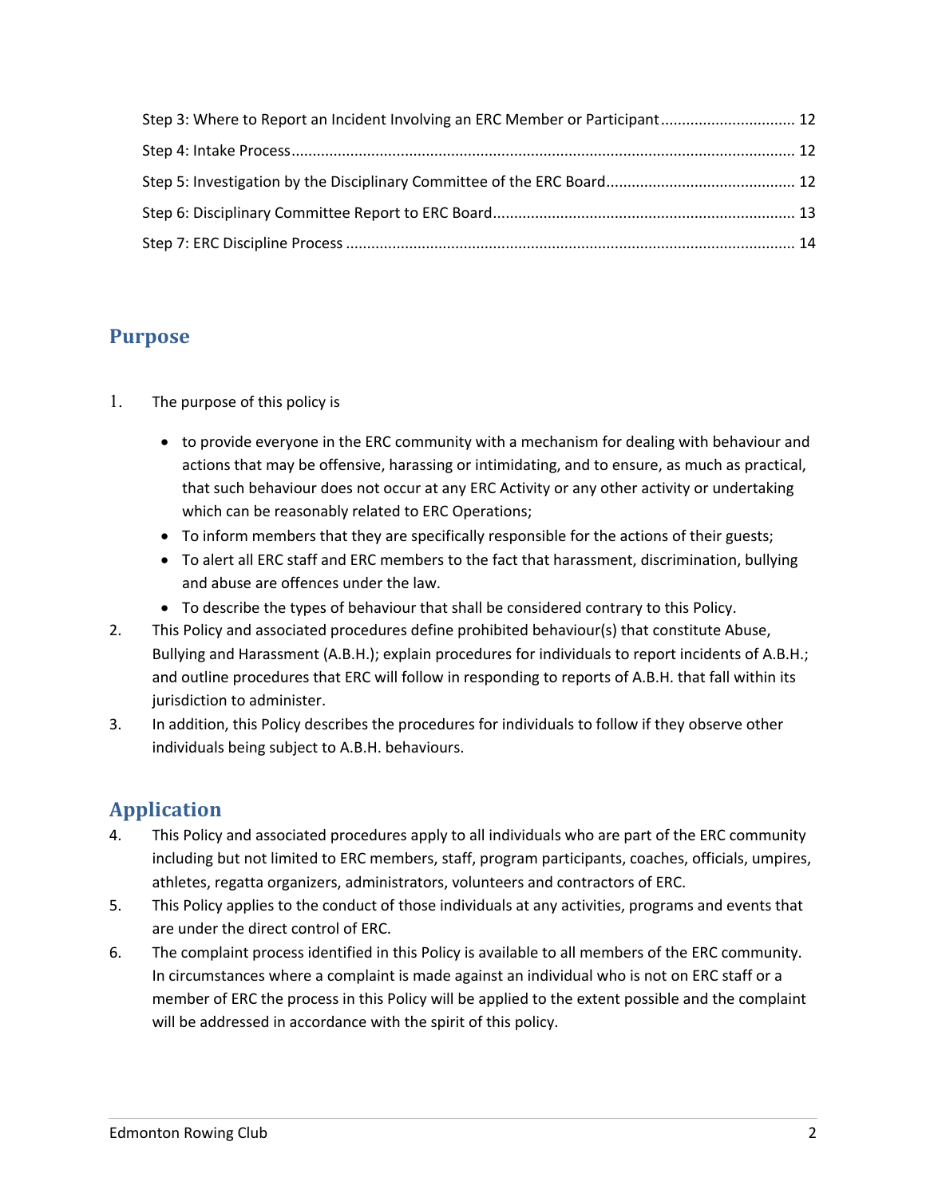Step 3: Where to Report an Incident Involving an ERC Member or Participant ............................... 12

Step 4: Intake Process ........................................................................................................ 12

Step 5: Investigation by the Disciplinary Committee of the ERC Board ............................................ 12

Step 6: Disciplinary Committee Report to ERC Board ....................................................................... 13

Step 7: ERC Discipline Process .......................................................................................................... 14

## Purpose

1. The purpose of this policy is

   - to provide everyone in the ERC community with a mechanism for dealing with behaviour and actions that may be offensive, harassing or intimidating, and to ensure, as much as practical, that such behaviour does not occur at any ERC Activity or any other activity or undertaking which can be reasonably related to ERC Operations;
   - To inform members that they are specifically responsible for the actions of their guests;
   - To alert all ERC staff and ERC members to the fact that harassment, discrimination, bullying and abuse are offences under the law.
   - To describe the types of behaviour that shall be considered contrary to this Policy.

2. This Policy and associated procedures define prohibited behaviour(s) that constitute Abuse, Bullying and Harassment (A.B.H.); explain procedures for individuals to report incidents of A.B.H.; and outline procedures that ERC will follow in responding to reports of A.B.H. that fall within its jurisdiction to administer.
3. In addition, this Policy describes the procedures for individuals to follow if they observe other individuals being subject to A.B.H. behaviours.

## Application

4. This Policy and associated procedures apply to all individuals who are part of the ERC community including but not limited to ERC members, staff, program participants, coaches, officials, umpires, athletes, regatta organizers, administrators, volunteers and contractors of ERC.
5. This Policy applies to the conduct of those individuals at any activities, programs and events that are under the direct control of ERC.
6. The complaint process identified in this Policy is available to all members of the ERC community. In circumstances where a complaint is made against an individual who is not on ERC staff or a member of ERC the process in this Policy will be applied to the extent possible and the complaint will be addressed in accordance with the spirit of this policy.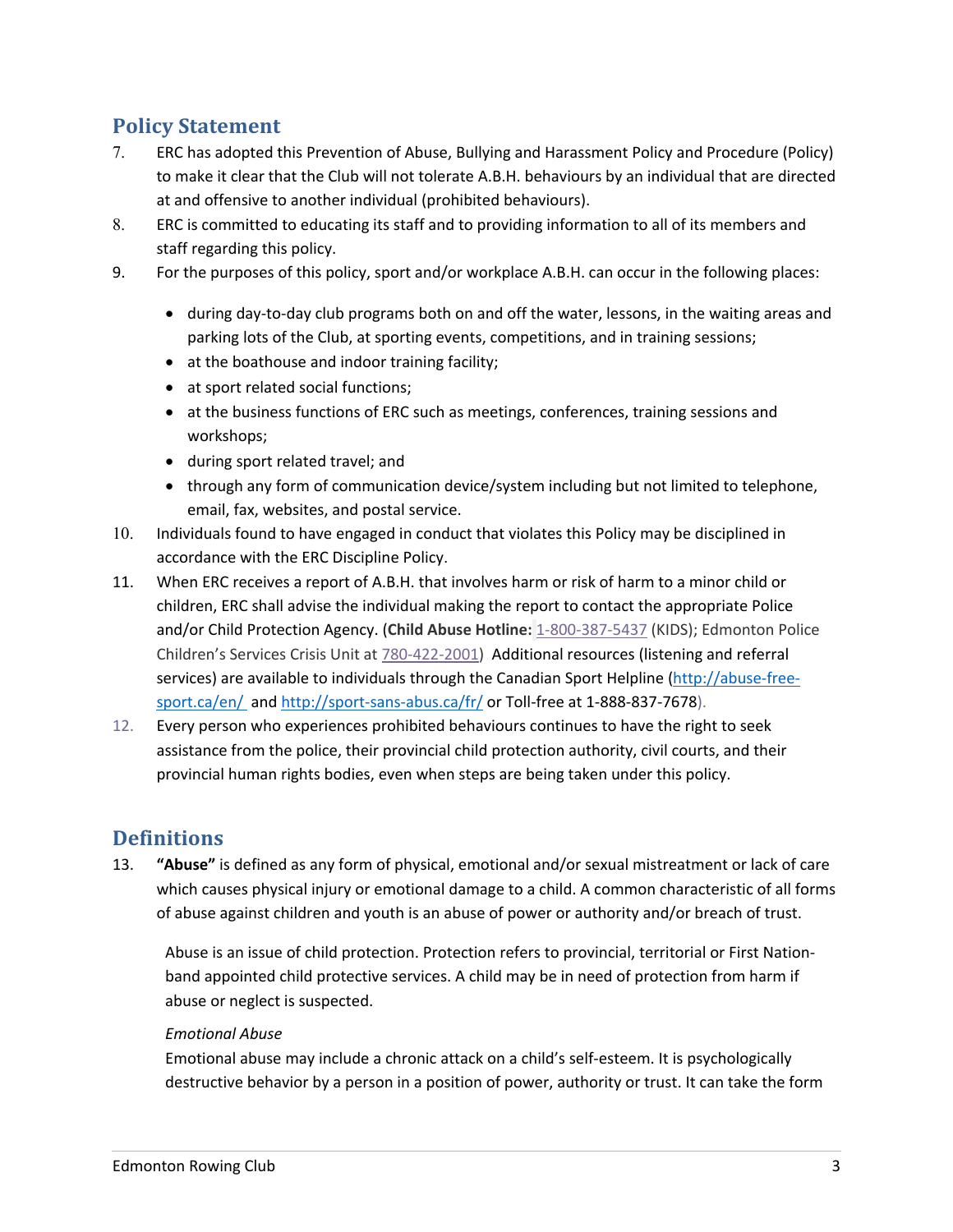## Policy Statement

7. ERC has adopted this Prevention of Abuse, Bullying and Harassment Policy and Procedure (Policy) to make it clear that the Club will not tolerate A.B.H. behaviours by an individual that are directed at and offensive to another individual (prohibited behaviours).
8. ERC is committed to educating its staff and to providing information to all of its members and staff regarding this policy.
9. For the purposes of this policy, sport and/or workplace A.B.H. can occur in the following places:
   - during day-to-day club programs both on and off the water, lessons, in the waiting areas and parking lots of the Club, at sporting events, competitions, and in training sessions;
   - at the boathouse and indoor training facility;
   - at sport related social functions;
   - at the business functions of ERC such as meetings, conferences, training sessions and workshops;
   - during sport related travel; and
   - through any form of communication device/system including but not limited to telephone, email, fax, websites, and postal service.
10. Individuals found to have engaged in conduct that violates this Policy may be disciplined in accordance with the ERC Discipline Policy.
11. When ERC receives a report of A.B.H. that involves harm or risk of harm to a minor child or children, ERC shall advise the individual making the report to contact the appropriate Police and/or Child Protection Agency. (**Child Abuse Hotline:** 1-800-387-5437 (KIDS); Edmonton Police Children's Services Crisis Unit at 780-422-2001) Additional resources (listening and referral services) are available to individuals through the Canadian Sport Helpline (http://abuse-free-sport.ca/en/ and http://sport-sans-abus.ca/fr/ or Toll-free at 1-888-837-7678).
12. Every person who experiences prohibited behaviours continues to have the right to seek assistance from the police, their provincial child protection authority, civil courts, and their provincial human rights bodies, even when steps are being taken under this policy.

## Definitions

13. **"Abuse"** is defined as any form of physical, emotional and/or sexual mistreatment or lack of care which causes physical injury or emotional damage to a child. A common characteristic of all forms of abuse against children and youth is an abuse of power or authority and/or breach of trust.

    Abuse is an issue of child protection. Protection refers to provincial, territorial or First Nation-band appointed child protective services. A child may be in need of protection from harm if abuse or neglect is suspected.

    *Emotional Abuse*
    Emotional abuse may include a chronic attack on a child's self-esteem. It is psychologically destructive behavior by a person in a position of power, authority or trust. It can take the form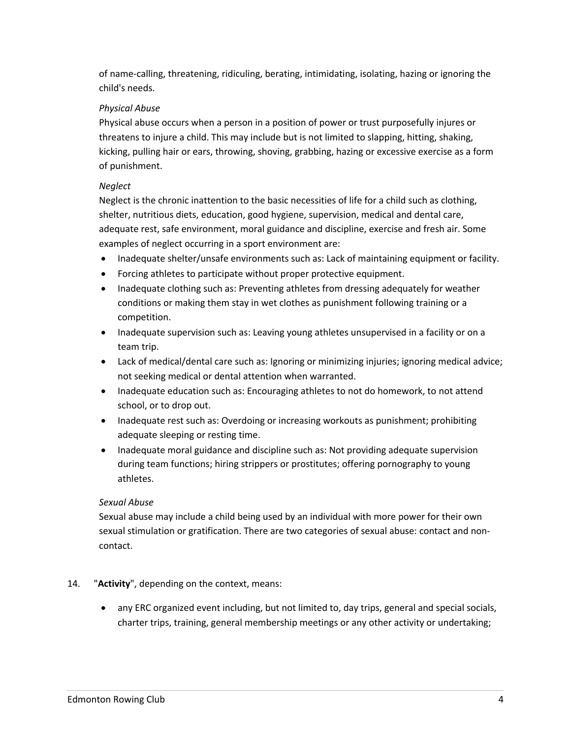of name-calling, threatening, ridiculing, berating, intimidating, isolating, hazing or ignoring the child's needs.

*Physical Abuse*
Physical abuse occurs when a person in a position of power or trust purposefully injures or threatens to injure a child. This may include but is not limited to slapping, hitting, shaking, kicking, pulling hair or ears, throwing, shoving, grabbing, hazing or excessive exercise as a form of punishment.

*Neglect*
Neglect is the chronic inattention to the basic necessities of life for a child such as clothing, shelter, nutritious diets, education, good hygiene, supervision, medical and dental care, adequate rest, safe environment, moral guidance and discipline, exercise and fresh air. Some examples of neglect occurring in a sport environment are:

- Inadequate shelter/unsafe environments such as: Lack of maintaining equipment or facility.
- Forcing athletes to participate without proper protective equipment.
- Inadequate clothing such as: Preventing athletes from dressing adequately for weather conditions or making them stay in wet clothes as punishment following training or a competition.
- Inadequate supervision such as: Leaving young athletes unsupervised in a facility or on a team trip.
- Lack of medical/dental care such as: Ignoring or minimizing injuries; ignoring medical advice; not seeking medical or dental attention when warranted.
- Inadequate education such as: Encouraging athletes to not do homework, to not attend school, or to drop out.
- Inadequate rest such as: Overdoing or increasing workouts as punishment; prohibiting adequate sleeping or resting time.
- Inadequate moral guidance and discipline such as: Not providing adequate supervision during team functions; hiring strippers or prostitutes; offering pornography to young athletes.

*Sexual Abuse*
Sexual abuse may include a child being used by an individual with more power for their own sexual stimulation or gratification. There are two categories of sexual abuse: contact and non-contact.

14. "**Activity**", depending on the context, means:

- any ERC organized event including, but not limited to, day trips, general and special socials, charter trips, training, general membership meetings or any other activity or undertaking;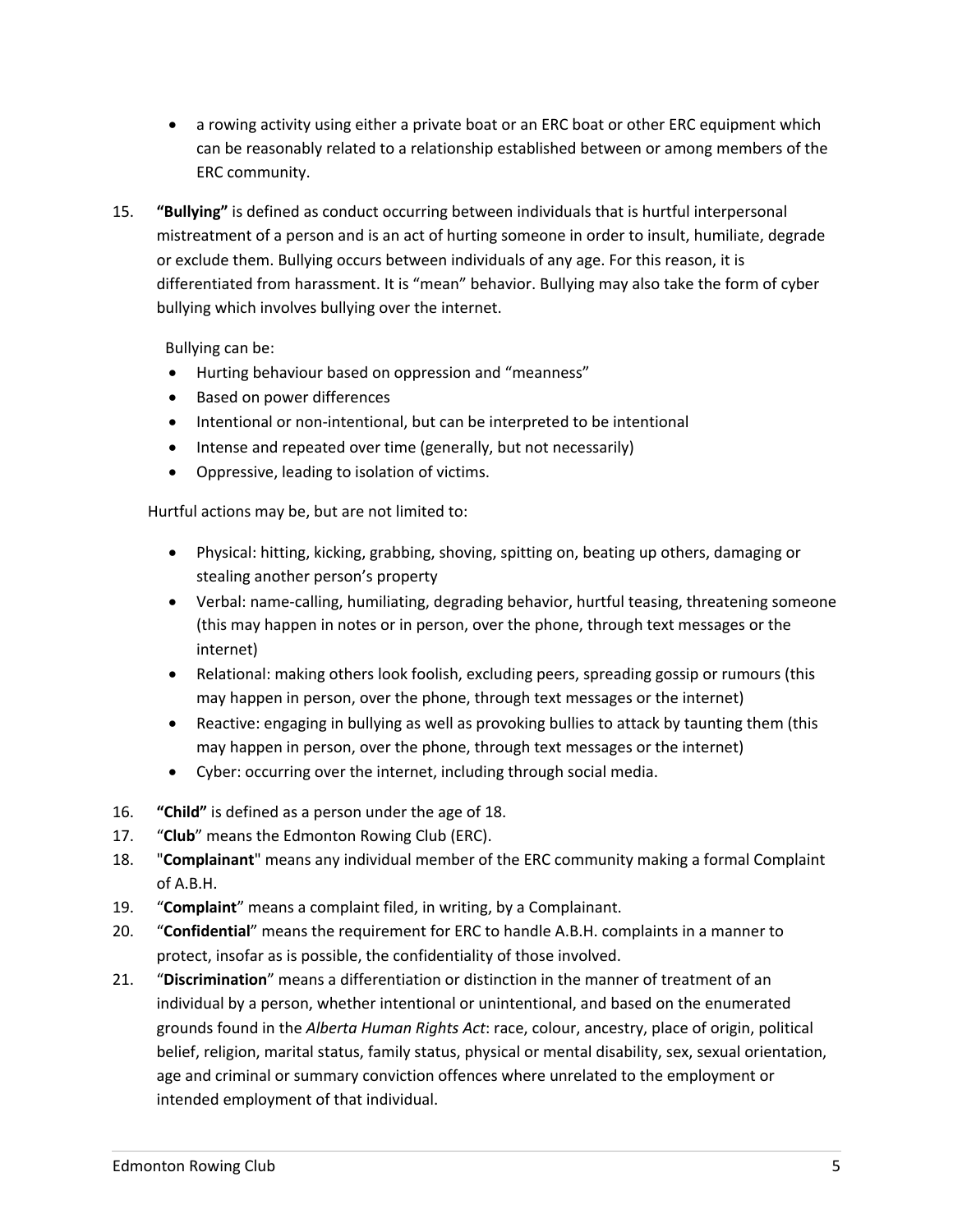- a rowing activity using either a private boat or an ERC boat or other ERC equipment which can be reasonably related to a relationship established between or among members of the ERC community.

15. **"Bullying"** is defined as conduct occurring between individuals that is hurtful interpersonal mistreatment of a person and is an act of hurting someone in order to insult, humiliate, degrade or exclude them. Bullying occurs between individuals of any age. For this reason, it is differentiated from harassment. It is "mean" behavior. Bullying may also take the form of cyber bullying which involves bullying over the internet.

    Bullying can be:

    - Hurting behaviour based on oppression and "meanness"
    - Based on power differences
    - Intentional or non-intentional, but can be interpreted to be intentional
    - Intense and repeated over time (generally, but not necessarily)
    - Oppressive, leading to isolation of victims.

    Hurtful actions may be, but are not limited to:

    - Physical: hitting, kicking, grabbing, shoving, spitting on, beating up others, damaging or stealing another person's property
    - Verbal: name-calling, humiliating, degrading behavior, hurtful teasing, threatening someone (this may happen in notes or in person, over the phone, through text messages or the internet)
    - Relational: making others look foolish, excluding peers, spreading gossip or rumours (this may happen in person, over the phone, through text messages or the internet)
    - Reactive: engaging in bullying as well as provoking bullies to attack by taunting them (this may happen in person, over the phone, through text messages or the internet)
    - Cyber: occurring over the internet, including through social media.

16. **"Child"** is defined as a person under the age of 18.
17. "**Club**" means the Edmonton Rowing Club (ERC).
18. "**Complainant**" means any individual member of the ERC community making a formal Complaint of A.B.H.
19. "**Complaint**" means a complaint filed, in writing, by a Complainant.
20. "**Confidential**" means the requirement for ERC to handle A.B.H. complaints in a manner to protect, insofar as is possible, the confidentiality of those involved.
21. "**Discrimination**" means a differentiation or distinction in the manner of treatment of an individual by a person, whether intentional or unintentional, and based on the enumerated grounds found in the *Alberta Human Rights Act*: race, colour, ancestry, place of origin, political belief, religion, marital status, family status, physical or mental disability, sex, sexual orientation, age and criminal or summary conviction offences where unrelated to the employment or intended employment of that individual.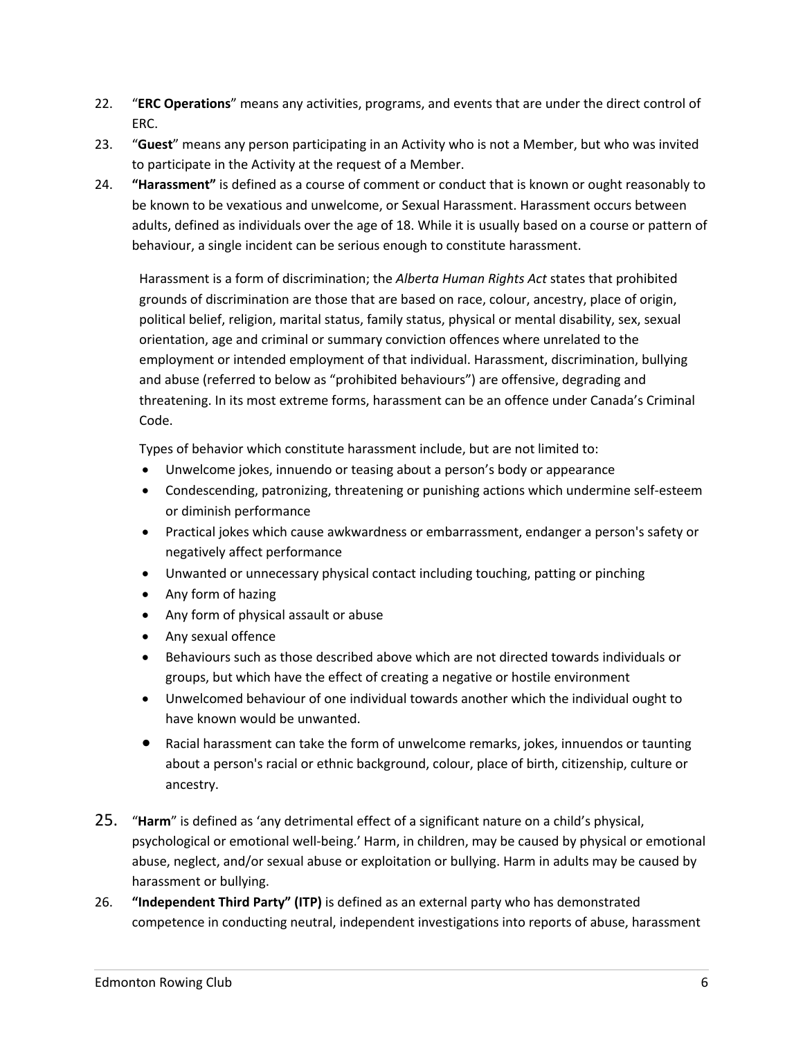22. "**ERC Operations**" means any activities, programs, and events that are under the direct control of ERC.
23. "**Guest**" means any person participating in an Activity who is not a Member, but who was invited to participate in the Activity at the request of a Member.
24. **"Harassment"** is defined as a course of comment or conduct that is known or ought reasonably to be known to be vexatious and unwelcome, or Sexual Harassment. Harassment occurs between adults, defined as individuals over the age of 18. While it is usually based on a course or pattern of behaviour, a single incident can be serious enough to constitute harassment.

    Harassment is a form of discrimination; the *Alberta Human Rights Act* states that prohibited grounds of discrimination are those that are based on race, colour, ancestry, place of origin, political belief, religion, marital status, family status, physical or mental disability, sex, sexual orientation, age and criminal or summary conviction offences where unrelated to the employment or intended employment of that individual. Harassment, discrimination, bullying and abuse (referred to below as "prohibited behaviours") are offensive, degrading and threatening. In its most extreme forms, harassment can be an offence under Canada's Criminal Code.

    Types of behavior which constitute harassment include, but are not limited to:

    - Unwelcome jokes, innuendo or teasing about a person's body or appearance
    - Condescending, patronizing, threatening or punishing actions which undermine self-esteem or diminish performance
    - Practical jokes which cause awkwardness or embarrassment, endanger a person's safety or negatively affect performance
    - Unwanted or unnecessary physical contact including touching, patting or pinching
    - Any form of hazing
    - Any form of physical assault or abuse
    - Any sexual offence
    - Behaviours such as those described above which are not directed towards individuals or groups, but which have the effect of creating a negative or hostile environment
    - Unwelcomed behaviour of one individual towards another which the individual ought to have known would be unwanted.
    - Racial harassment can take the form of unwelcome remarks, jokes, innuendos or taunting about a person's racial or ethnic background, colour, place of birth, citizenship, culture or ancestry.

25. "**Harm**" is defined as 'any detrimental effect of a significant nature on a child's physical, psychological or emotional well-being.' Harm, in children, may be caused by physical or emotional abuse, neglect, and/or sexual abuse or exploitation or bullying. Harm in adults may be caused by harassment or bullying.
26. **"Independent Third Party" (ITP)** is defined as an external party who has demonstrated competence in conducting neutral, independent investigations into reports of abuse, harassment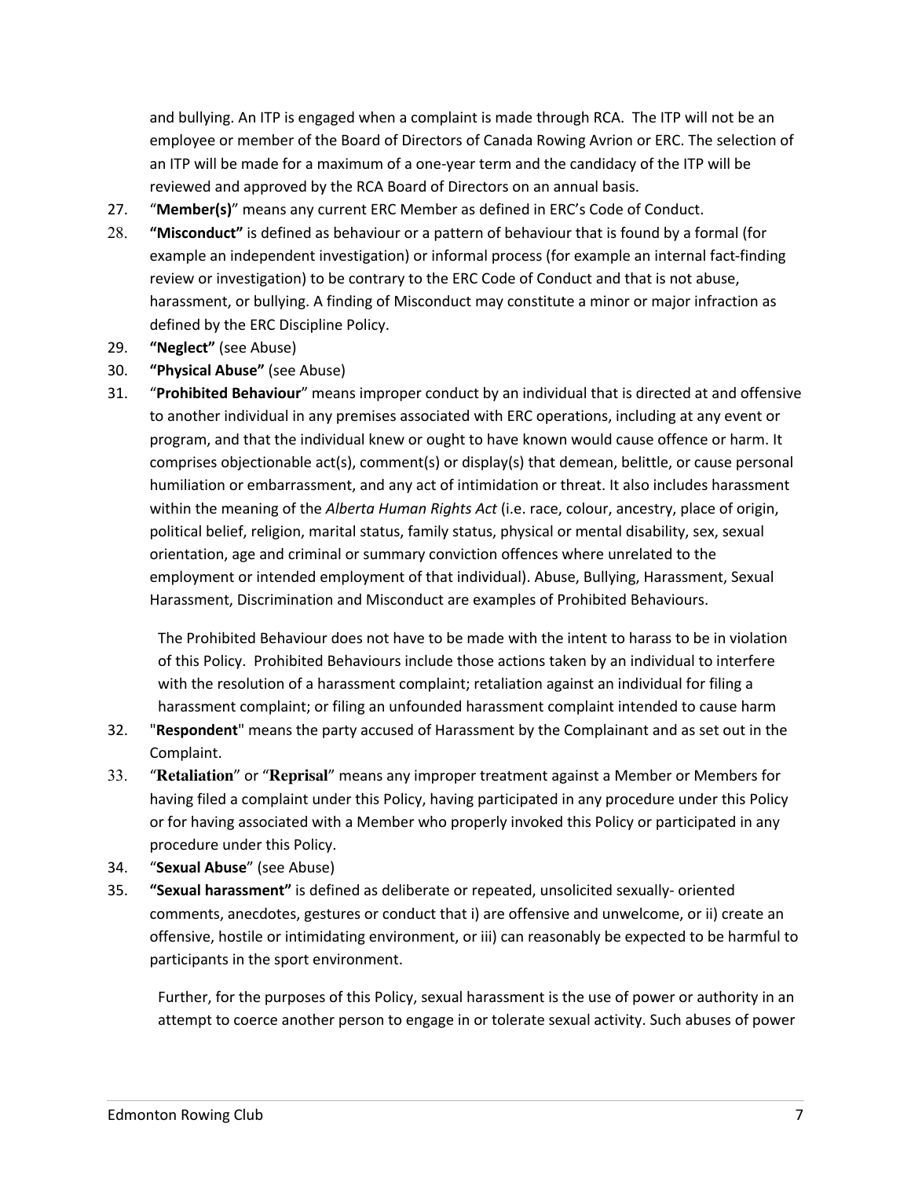and bullying. An ITP is engaged when a complaint is made through RCA. The ITP will not be an employee or member of the Board of Directors of Canada Rowing Avrion or ERC. The selection of an ITP will be made for a maximum of a one-year term and the candidacy of the ITP will be reviewed and approved by the RCA Board of Directors on an annual basis.

27. "**Member(s)**" means any current ERC Member as defined in ERC's Code of Conduct.
28. **"Misconduct"** is defined as behaviour or a pattern of behaviour that is found by a formal (for example an independent investigation) or informal process (for example an internal fact-finding review or investigation) to be contrary to the ERC Code of Conduct and that is not abuse, harassment, or bullying. A finding of Misconduct may constitute a minor or major infraction as defined by the ERC Discipline Policy.
29. **"Neglect"** (see Abuse)
30. **"Physical Abuse"** (see Abuse)
31. "**Prohibited Behaviour**" means improper conduct by an individual that is directed at and offensive to another individual in any premises associated with ERC operations, including at any event or program, and that the individual knew or ought to have known would cause offence or harm. It comprises objectionable act(s), comment(s) or display(s) that demean, belittle, or cause personal humiliation or embarrassment, and any act of intimidation or threat. It also includes harassment within the meaning of the *Alberta Human Rights Act* (i.e. race, colour, ancestry, place of origin, political belief, religion, marital status, family status, physical or mental disability, sex, sexual orientation, age and criminal or summary conviction offences where unrelated to the employment or intended employment of that individual). Abuse, Bullying, Harassment, Sexual Harassment, Discrimination and Misconduct are examples of Prohibited Behaviours.

    The Prohibited Behaviour does not have to be made with the intent to harass to be in violation of this Policy. Prohibited Behaviours include those actions taken by an individual to interfere with the resolution of a harassment complaint; retaliation against an individual for filing a harassment complaint; or filing an unfounded harassment complaint intended to cause harm
32. "**Respondent**" means the party accused of Harassment by the Complainant and as set out in the Complaint.
33. "**Retaliation**" or "**Reprisal**" means any improper treatment against a Member or Members for having filed a complaint under this Policy, having participated in any procedure under this Policy or for having associated with a Member who properly invoked this Policy or participated in any procedure under this Policy.
34. "**Sexual Abuse**" (see Abuse)
35. **"Sexual harassment"** is defined as deliberate or repeated, unsolicited sexually- oriented comments, anecdotes, gestures or conduct that i) are offensive and unwelcome, or ii) create an offensive, hostile or intimidating environment, or iii) can reasonably be expected to be harmful to participants in the sport environment.

    Further, for the purposes of this Policy, sexual harassment is the use of power or authority in an attempt to coerce another person to engage in or tolerate sexual activity. Such abuses of power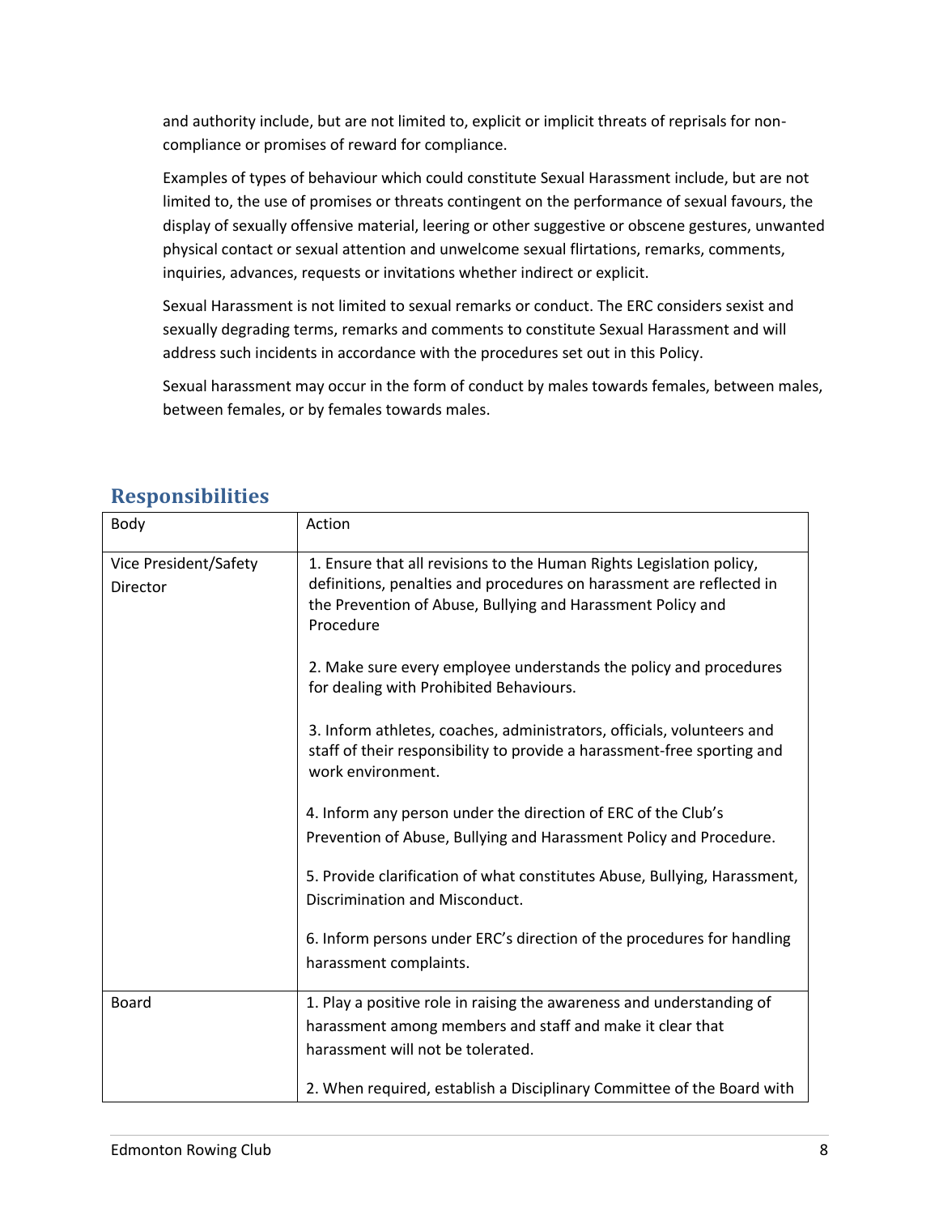and authority include, but are not limited to, explicit or implicit threats of reprisals for non-compliance or promises of reward for compliance.

Examples of types of behaviour which could constitute Sexual Harassment include, but are not limited to, the use of promises or threats contingent on the performance of sexual favours, the display of sexually offensive material, leering or other suggestive or obscene gestures, unwanted physical contact or sexual attention and unwelcome sexual flirtations, remarks, comments, inquiries, advances, requests or invitations whether indirect or explicit.

Sexual Harassment is not limited to sexual remarks or conduct. The ERC considers sexist and sexually degrading terms, remarks and comments to constitute Sexual Harassment and will address such incidents in accordance with the procedures set out in this Policy.

Sexual harassment may occur in the form of conduct by males towards females, between males, between females, or by females towards males.

## Responsibilities

| Body | Action |
|---|---|
| Vice President/Safety Director | 1. Ensure that all revisions to the Human Rights Legislation policy, definitions, penalties and procedures on harassment are reflected in the Prevention of Abuse, Bullying and Harassment Policy and Procedure<br><br>2. Make sure every employee understands the policy and procedures for dealing with Prohibited Behaviours.<br><br>3. Inform athletes, coaches, administrators, officials, volunteers and staff of their responsibility to provide a harassment-free sporting and work environment.<br><br>4. Inform any person under the direction of ERC of the Club's Prevention of Abuse, Bullying and Harassment Policy and Procedure.<br><br>5. Provide clarification of what constitutes Abuse, Bullying, Harassment, Discrimination and Misconduct.<br><br>6. Inform persons under ERC's direction of the procedures for handling harassment complaints. |
| Board | 1. Play a positive role in raising the awareness and understanding of harassment among members and staff and make it clear that harassment will not be tolerated.<br><br>2. When required, establish a Disciplinary Committee of the Board with |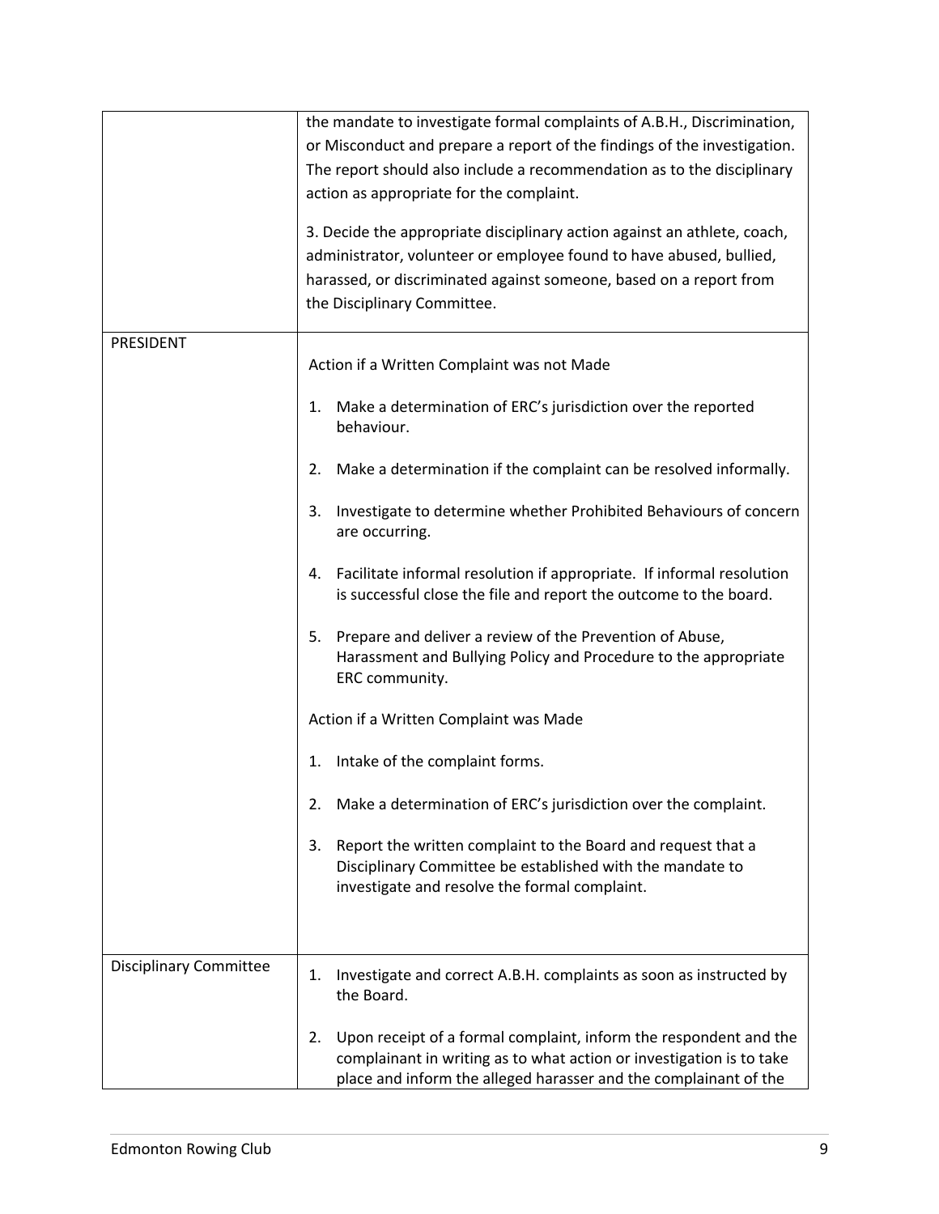|  |  |
|---|---|
|  | the mandate to investigate formal complaints of A.B.H., Discrimination, or Misconduct and prepare a report of the findings of the investigation. The report should also include a recommendation as to the disciplinary action as appropriate for the complaint.<br><br>3. Decide the appropriate disciplinary action against an athlete, coach, administrator, volunteer or employee found to have abused, bullied, harassed, or discriminated against someone, based on a report from the Disciplinary Committee. |
| PRESIDENT | Action if a Written Complaint was not Made<br><br>1. Make a determination of ERC's jurisdiction over the reported behaviour.<br><br>2. Make a determination if the complaint can be resolved informally.<br><br>3. Investigate to determine whether Prohibited Behaviours of concern are occurring.<br><br>4. Facilitate informal resolution if appropriate. If informal resolution is successful close the file and report the outcome to the board.<br><br>5. Prepare and deliver a review of the Prevention of Abuse, Harassment and Bullying Policy and Procedure to the appropriate ERC community.<br><br>Action if a Written Complaint was Made<br><br>1. Intake of the complaint forms.<br><br>2. Make a determination of ERC's jurisdiction over the complaint.<br><br>3. Report the written complaint to the Board and request that a Disciplinary Committee be established with the mandate to investigate and resolve the formal complaint. |
| Disciplinary Committee | 1. Investigate and correct A.B.H. complaints as soon as instructed by the Board.<br><br>2. Upon receipt of a formal complaint, inform the respondent and the complainant in writing as to what action or investigation is to take place and inform the alleged harasser and the complainant of the |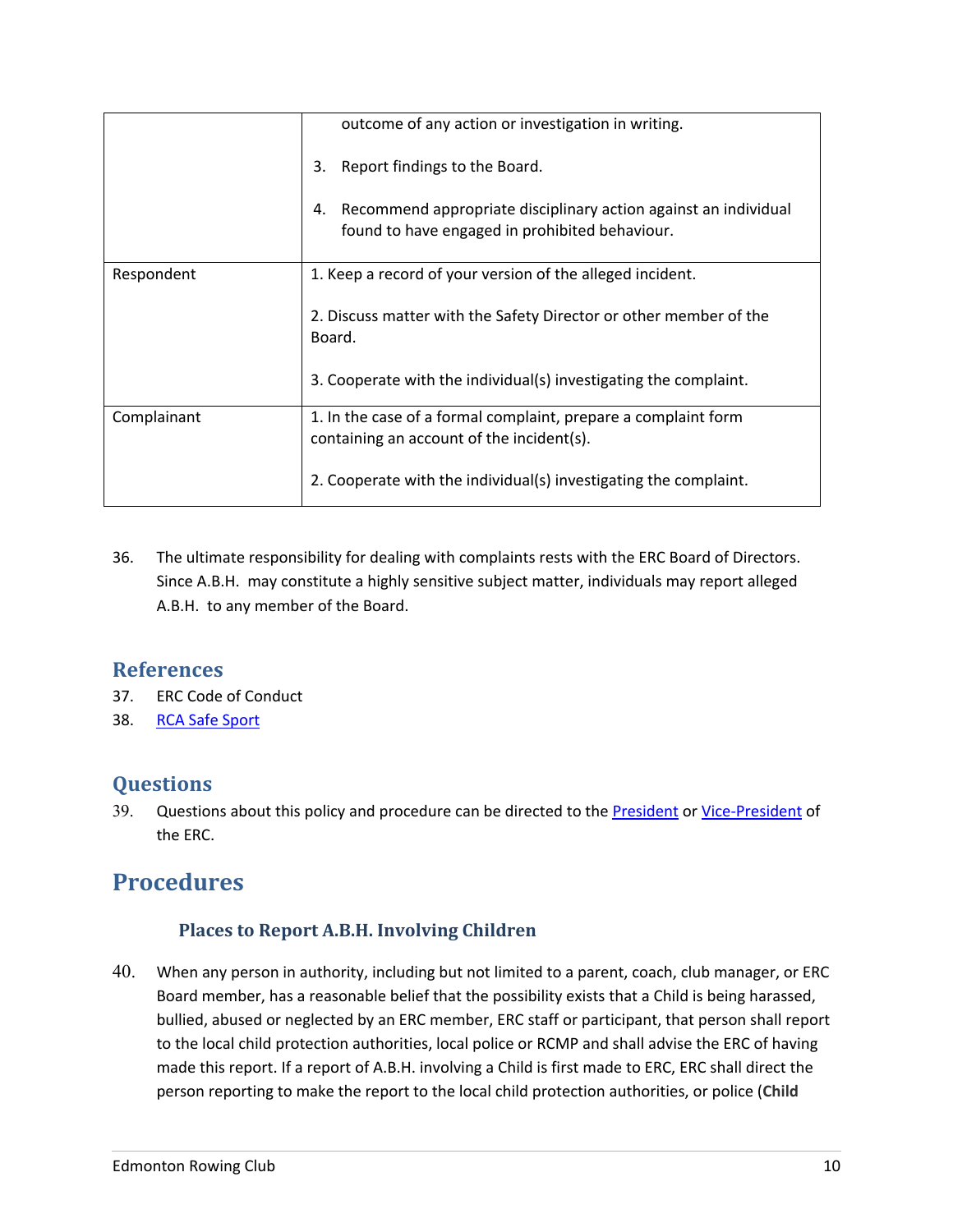| | |
|---|---|
| | outcome of any action or investigation in writing.<br><br>3. Report findings to the Board.<br><br>4. Recommend appropriate disciplinary action against an individual found to have engaged in prohibited behaviour. |
| Respondent | 1. Keep a record of your version of the alleged incident.<br><br>2. Discuss matter with the Safety Director or other member of the Board.<br><br>3. Cooperate with the individual(s) investigating the complaint. |
| Complainant | 1. In the case of a formal complaint, prepare a complaint form containing an account of the incident(s).<br><br>2. Cooperate with the individual(s) investigating the complaint. |

36. The ultimate responsibility for dealing with complaints rests with the ERC Board of Directors. Since A.B.H. may constitute a highly sensitive subject matter, individuals may report alleged A.B.H. to any member of the Board.

## References

37. ERC Code of Conduct
38. RCA Safe Sport

## Questions

39. Questions about this policy and procedure can be directed to the President or Vice-President of the ERC.

# Procedures

### Places to Report A.B.H. Involving Children

40. When any person in authority, including but not limited to a parent, coach, club manager, or ERC Board member, has a reasonable belief that the possibility exists that a Child is being harassed, bullied, abused or neglected by an ERC member, ERC staff or participant, that person shall report to the local child protection authorities, local police or RCMP and shall advise the ERC of having made this report. If a report of A.B.H. involving a Child is first made to ERC, ERC shall direct the person reporting to make the report to the local child protection authorities, or police (**Child**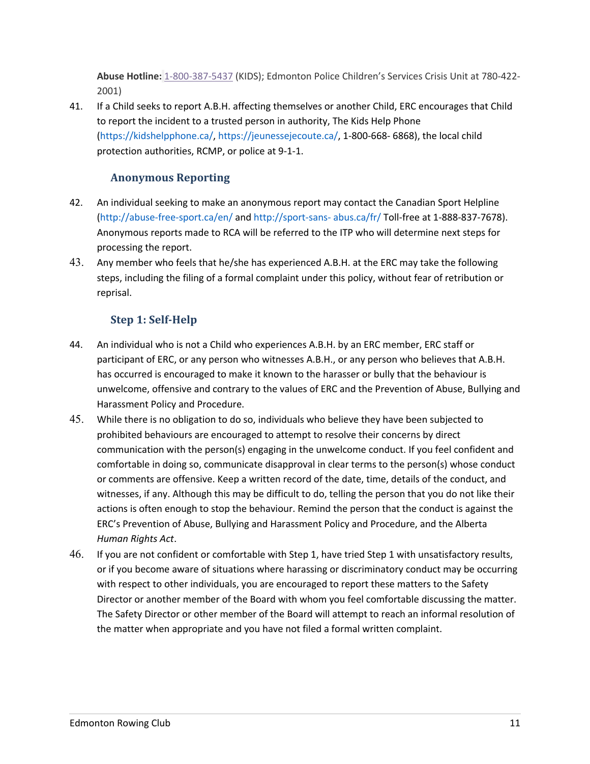**Abuse Hotline:** 1-800-387-5437 (KIDS); Edmonton Police Children's Services Crisis Unit at 780-422-2001)

41. If a Child seeks to report A.B.H. affecting themselves or another Child, ERC encourages that Child to report the incident to a trusted person in authority, The Kids Help Phone (https://kidshelpphone.ca/, https://jeunessejecoute.ca/, 1-800-668- 6868), the local child protection authorities, RCMP, or police at 9-1-1.

### Anonymous Reporting

42. An individual seeking to make an anonymous report may contact the Canadian Sport Helpline (http://abuse-free-sport.ca/en/ and http://sport-sans- abus.ca/fr/ Toll-free at 1-888-837-7678). Anonymous reports made to RCA will be referred to the ITP who will determine next steps for processing the report.

43. Any member who feels that he/she has experienced A.B.H. at the ERC may take the following steps, including the filing of a formal complaint under this policy, without fear of retribution or reprisal.

### Step 1: Self-Help

44. An individual who is not a Child who experiences A.B.H. by an ERC member, ERC staff or participant of ERC, or any person who witnesses A.B.H., or any person who believes that A.B.H. has occurred is encouraged to make it known to the harasser or bully that the behaviour is unwelcome, offensive and contrary to the values of ERC and the Prevention of Abuse, Bullying and Harassment Policy and Procedure.

45. While there is no obligation to do so, individuals who believe they have been subjected to prohibited behaviours are encouraged to attempt to resolve their concerns by direct communication with the person(s) engaging in the unwelcome conduct. If you feel confident and comfortable in doing so, communicate disapproval in clear terms to the person(s) whose conduct or comments are offensive. Keep a written record of the date, time, details of the conduct, and witnesses, if any. Although this may be difficult to do, telling the person that you do not like their actions is often enough to stop the behaviour. Remind the person that the conduct is against the ERC's Prevention of Abuse, Bullying and Harassment Policy and Procedure, and the Alberta *Human Rights Act*.

46. If you are not confident or comfortable with Step 1, have tried Step 1 with unsatisfactory results, or if you become aware of situations where harassing or discriminatory conduct may be occurring with respect to other individuals, you are encouraged to report these matters to the Safety Director or another member of the Board with whom you feel comfortable discussing the matter. The Safety Director or other member of the Board will attempt to reach an informal resolution of the matter when appropriate and you have not filed a formal written complaint.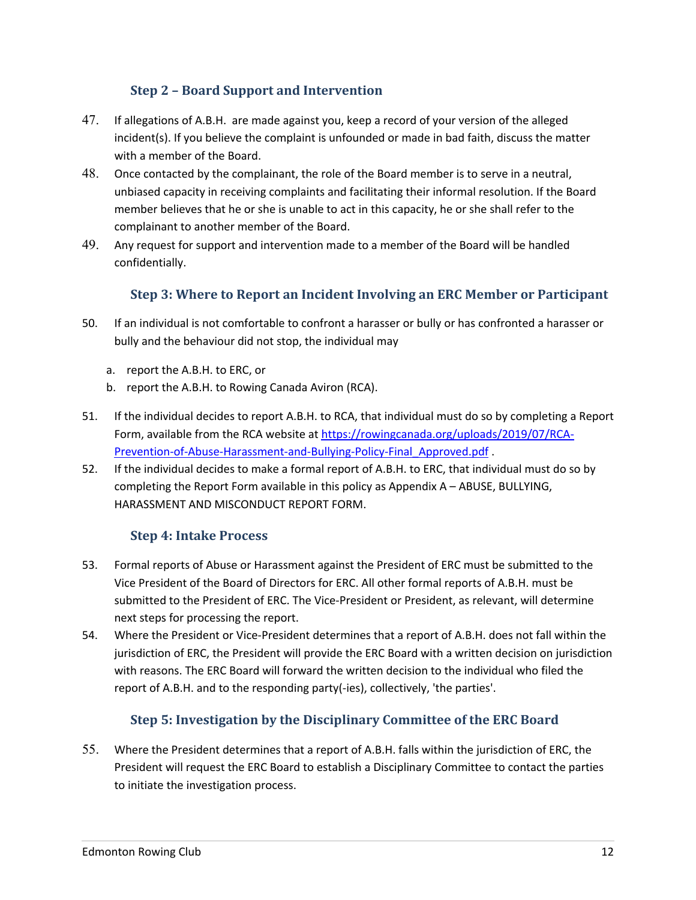### Step 2 – Board Support and Intervention

47. If allegations of A.B.H. are made against you, keep a record of your version of the alleged incident(s). If you believe the complaint is unfounded or made in bad faith, discuss the matter with a member of the Board.
48. Once contacted by the complainant, the role of the Board member is to serve in a neutral, unbiased capacity in receiving complaints and facilitating their informal resolution. If the Board member believes that he or she is unable to act in this capacity, he or she shall refer to the complainant to another member of the Board.
49. Any request for support and intervention made to a member of the Board will be handled confidentially.

### Step 3: Where to Report an Incident Involving an ERC Member or Participant

50. If an individual is not comfortable to confront a harasser or bully or has confronted a harasser or bully and the behaviour did not stop, the individual may
    a. report the A.B.H. to ERC, or
    b. report the A.B.H. to Rowing Canada Aviron (RCA).
51. If the individual decides to report A.B.H. to RCA, that individual must do so by completing a Report Form, available from the RCA website at https://rowingcanada.org/uploads/2019/07/RCA-Prevention-of-Abuse-Harassment-and-Bullying-Policy-Final_Approved.pdf .
52. If the individual decides to make a formal report of A.B.H. to ERC, that individual must do so by completing the Report Form available in this policy as Appendix A – ABUSE, BULLYING, HARASSMENT AND MISCONDUCT REPORT FORM.

### Step 4: Intake Process

53. Formal reports of Abuse or Harassment against the President of ERC must be submitted to the Vice President of the Board of Directors for ERC. All other formal reports of A.B.H. must be submitted to the President of ERC. The Vice-President or President, as relevant, will determine next steps for processing the report.
54. Where the President or Vice-President determines that a report of A.B.H. does not fall within the jurisdiction of ERC, the President will provide the ERC Board with a written decision on jurisdiction with reasons. The ERC Board will forward the written decision to the individual who filed the report of A.B.H. and to the responding party(-ies), collectively, 'the parties'.

### Step 5: Investigation by the Disciplinary Committee of the ERC Board

55. Where the President determines that a report of A.B.H. falls within the jurisdiction of ERC, the President will request the ERC Board to establish a Disciplinary Committee to contact the parties to initiate the investigation process.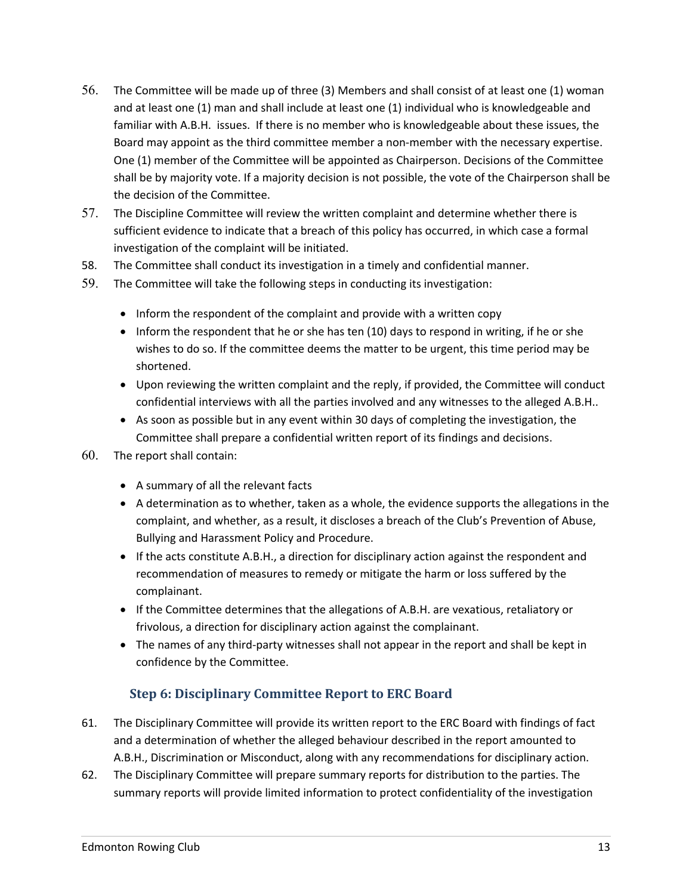56. The Committee will be made up of three (3) Members and shall consist of at least one (1) woman and at least one (1) man and shall include at least one (1) individual who is knowledgeable and familiar with A.B.H. issues. If there is no member who is knowledgeable about these issues, the Board may appoint as the third committee member a non-member with the necessary expertise. One (1) member of the Committee will be appointed as Chairperson. Decisions of the Committee shall be by majority vote. If a majority decision is not possible, the vote of the Chairperson shall be the decision of the Committee.
57. The Discipline Committee will review the written complaint and determine whether there is sufficient evidence to indicate that a breach of this policy has occurred, in which case a formal investigation of the complaint will be initiated.
58. The Committee shall conduct its investigation in a timely and confidential manner.
59. The Committee will take the following steps in conducting its investigation:
    - Inform the respondent of the complaint and provide with a written copy
    - Inform the respondent that he or she has ten (10) days to respond in writing, if he or she wishes to do so. If the committee deems the matter to be urgent, this time period may be shortened.
    - Upon reviewing the written complaint and the reply, if provided, the Committee will conduct confidential interviews with all the parties involved and any witnesses to the alleged A.B.H..
    - As soon as possible but in any event within 30 days of completing the investigation, the Committee shall prepare a confidential written report of its findings and decisions.
60. The report shall contain:
    - A summary of all the relevant facts
    - A determination as to whether, taken as a whole, the evidence supports the allegations in the complaint, and whether, as a result, it discloses a breach of the Club's Prevention of Abuse, Bullying and Harassment Policy and Procedure.
    - If the acts constitute A.B.H., a direction for disciplinary action against the respondent and recommendation of measures to remedy or mitigate the harm or loss suffered by the complainant.
    - If the Committee determines that the allegations of A.B.H. are vexatious, retaliatory or frivolous, a direction for disciplinary action against the complainant.
    - The names of any third-party witnesses shall not appear in the report and shall be kept in confidence by the Committee.

### Step 6: Disciplinary Committee Report to ERC Board

61. The Disciplinary Committee will provide its written report to the ERC Board with findings of fact and a determination of whether the alleged behaviour described in the report amounted to A.B.H., Discrimination or Misconduct, along with any recommendations for disciplinary action.
62. The Disciplinary Committee will prepare summary reports for distribution to the parties. The summary reports will provide limited information to protect confidentiality of the investigation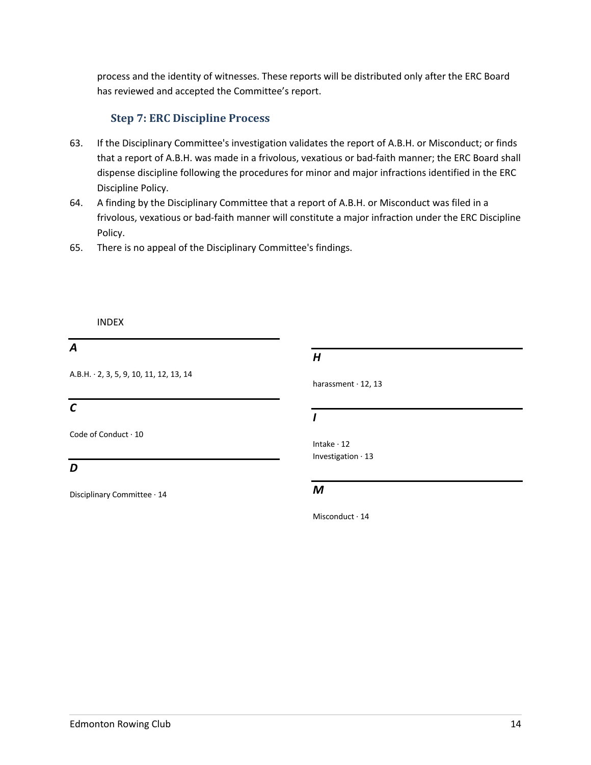process and the identity of witnesses. These reports will be distributed only after the ERC Board has reviewed and accepted the Committee's report.

### Step 7: ERC Discipline Process

63. If the Disciplinary Committee's investigation validates the report of A.B.H. or Misconduct; or finds that a report of A.B.H. was made in a frivolous, vexatious or bad-faith manner; the ERC Board shall dispense discipline following the procedures for minor and major infractions identified in the ERC Discipline Policy.
64. A finding by the Disciplinary Committee that a report of A.B.H. or Misconduct was filed in a frivolous, vexatious or bad-faith manner will constitute a major infraction under the ERC Discipline Policy.
65. There is no appeal of the Disciplinary Committee's findings.

INDEX

***A***

A.B.H. · 2, 3, 5, 9, 10, 11, 12, 13, 14

***C***

Code of Conduct · 10

***D***

Disciplinary Committee · 14

***H***

harassment · 12, 13

***I***

Intake · 12
Investigation · 13

***M***

Misconduct · 14